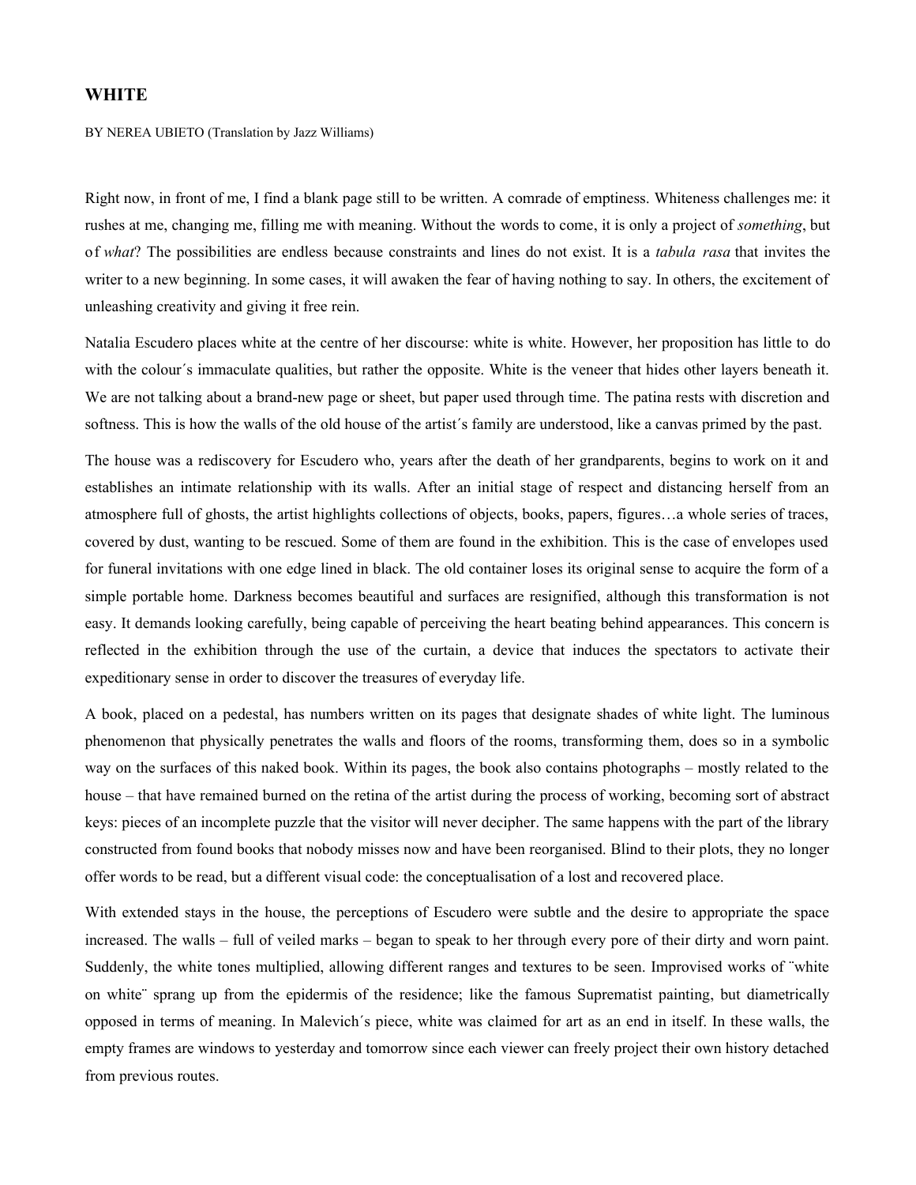# WHITE

BY NEREA UBIETO (Translation by Jazz Williams)

Right now, in front of me, I find a blank page still to be written. A comrade of emptiness. Whiteness challenges me: it rushes at me, changing me, filling me with meaning. Without the words to come, it is only a project of *something*, but of *what*? The possibilities are endless because constraints and lines do not exist. It is a *tabula rasa* that invites the writer to a new beginning. In some cases, it will awaken the fear of having nothing to say. In others, the excitement of unleashing creativity and giving it free rein.

Natalia Escudero places white at the centre of her discourse: white is white. However, her proposition has little to do with the colour´s immaculate qualities, but rather the opposite. White is the veneer that hides other layers beneath it. We are not talking about a brand-new page or sheet, but paper used through time. The patina rests with discretion and softness. This is how the walls of the old house of the artist´s family are understood, like a canvas primed by the past.

The house was a rediscovery for Escudero who, years after the death of her grandparents, begins to work on it and establishes an intimate relationship with its walls. After an initial stage of respect and distancing herself from an atmosphere full of ghosts, the artist highlights collections of objects, books, papers, figures…a whole series of traces, covered by dust, wanting to be rescued. Some of them are found in the exhibition. This is the case of envelopes used for funeral invitations with one edge lined in black. The old container loses its original sense to acquire the form of a simple portable home. Darkness becomes beautiful and surfaces are resignified, although this transformation is not easy. It demands looking carefully, being capable of perceiving the heart beating behind appearances. This concern is reflected in the exhibition through the use of the curtain, a device that induces the spectators to activate their expeditionary sense in order to discover the treasures of everyday life.

A book, placed on a pedestal, has numbers written on its pages that designate shades of white light. The luminous phenomenon that physically penetrates the walls and floors of the rooms, transforming them, does so in a symbolic way on the surfaces of this naked book. Within its pages, the book also contains photographs – mostly related to the house – that have remained burned on the retina of the artist during the process of working, becoming sort of abstract keys: pieces of an incomplete puzzle that the visitor will never decipher. The same happens with the part of the library constructed from found books that nobody misses now and have been reorganised. Blind to their plots, they no longer offer words to be read, but a different visual code: the conceptualisation of a lost and recovered place.

With extended stays in the house, the perceptions of Escudero were subtle and the desire to appropriate the space increased. The walls – full of veiled marks – began to speak to her through every pore of their dirty and worn paint. Suddenly, the white tones multiplied, allowing different ranges and textures to be seen. Improvised works of ¨white on white¨ sprang up from the epidermis of the residence; like the famous Suprematist painting, but diametrically opposed in terms of meaning. In Malevich´s piece, white was claimed for art as an end in itself. In these walls, the empty frames are windows to yesterday and tomorrow since each viewer can freely project their own history detached from previous routes.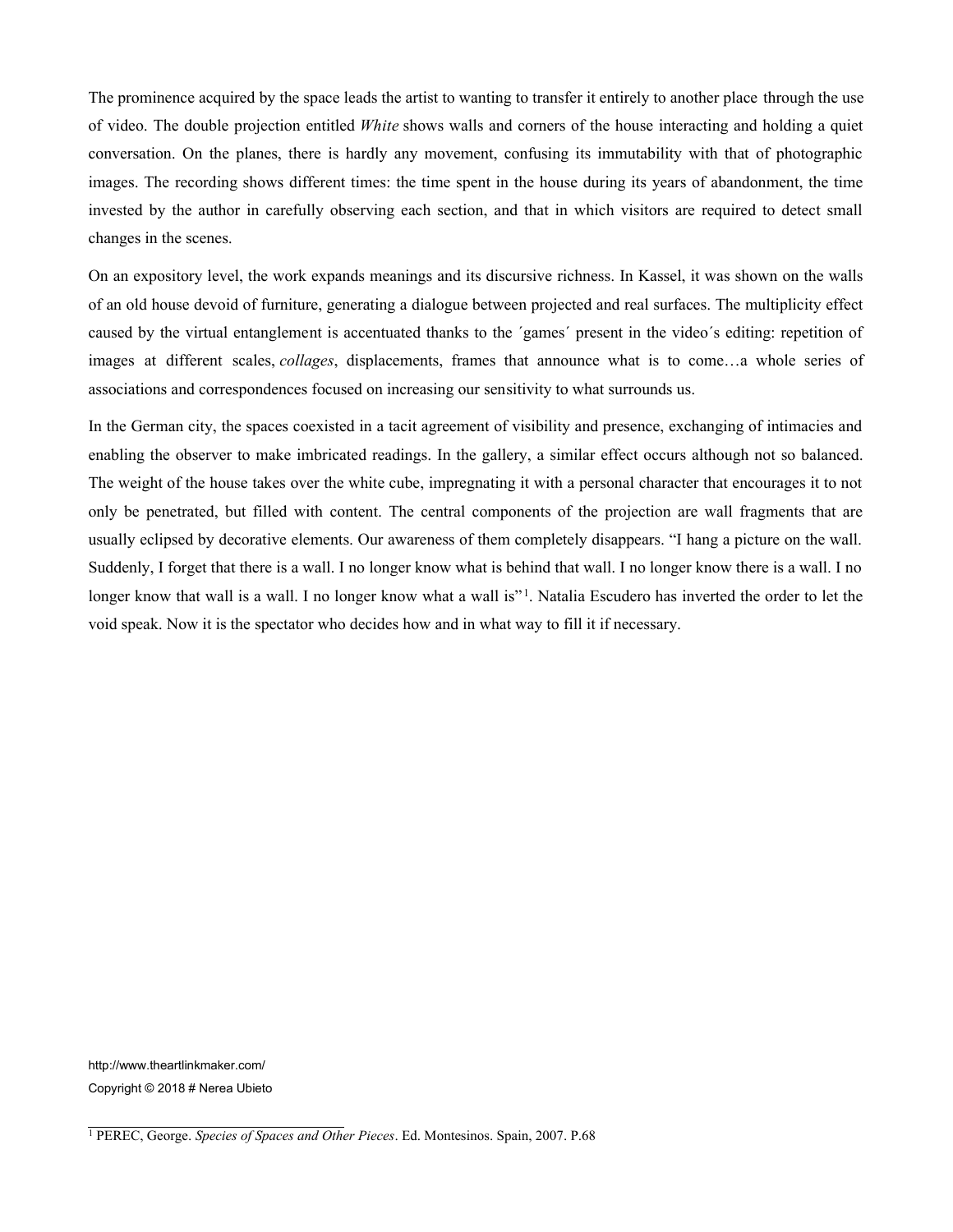The prominence acquired by the space leads the artist to wanting to transfer it entirely to another place through the use of video. The double projection entitled *White* shows walls and corners of the house interacting and holding a quiet conversation. On the planes, there is hardly any movement, confusing its immutability with that of photographic images. The recording shows different times: the time spent in the house during its years of abandonment, the time invested by the author in carefully observing each section, and that in which visitors are required to detect small changes in the scenes.

On an expository level, the work expands meanings and its discursive richness. In Kassel, it was shown on the walls of an old house devoid of furniture, generating a dialogue between projected and real surfaces. The multiplicity effect caused by the virtual entanglement is accentuated thanks to the ´games´ present in the video´s editing: repetition of images at different scales, *collages*, displacements, frames that announce what is to come…a whole series of associations and correspondences focused on increasing our sensitivity to what surrounds us.

In the German city, the spaces coexisted in a tacit agreement of visibility and presence, exchanging of intimacies and enabling the observer to make imbricated readings. In the gallery, a similar effect occurs although not so balanced. The weight of the house takes over the white cube, impregnating it with a personal character that encourages it to not only be penetrated, but filled with content. The central components of the projection are wall fragments that are usually eclipsed by decorative elements. Our awareness of them completely disappears. "I hang a picture on the wall. Suddenly, I forget that there is a wall. I no longer know what is behind that wall. I no longer know there is a wall. I no longer know that wall is a wall. I no longer know what a wall is"[1]. Natalia Escudero has inverted the order to let the void speak. Now it is the spectator who decides how and in what way to fill it if necessary.

http://www.theartlinkmaker.com/
Copyright © 2018 # Nerea Ubieto

[1] PEREC, George. *Species of Spaces and Other Pieces*. Ed. Montesinos. Spain, 2007. P.68